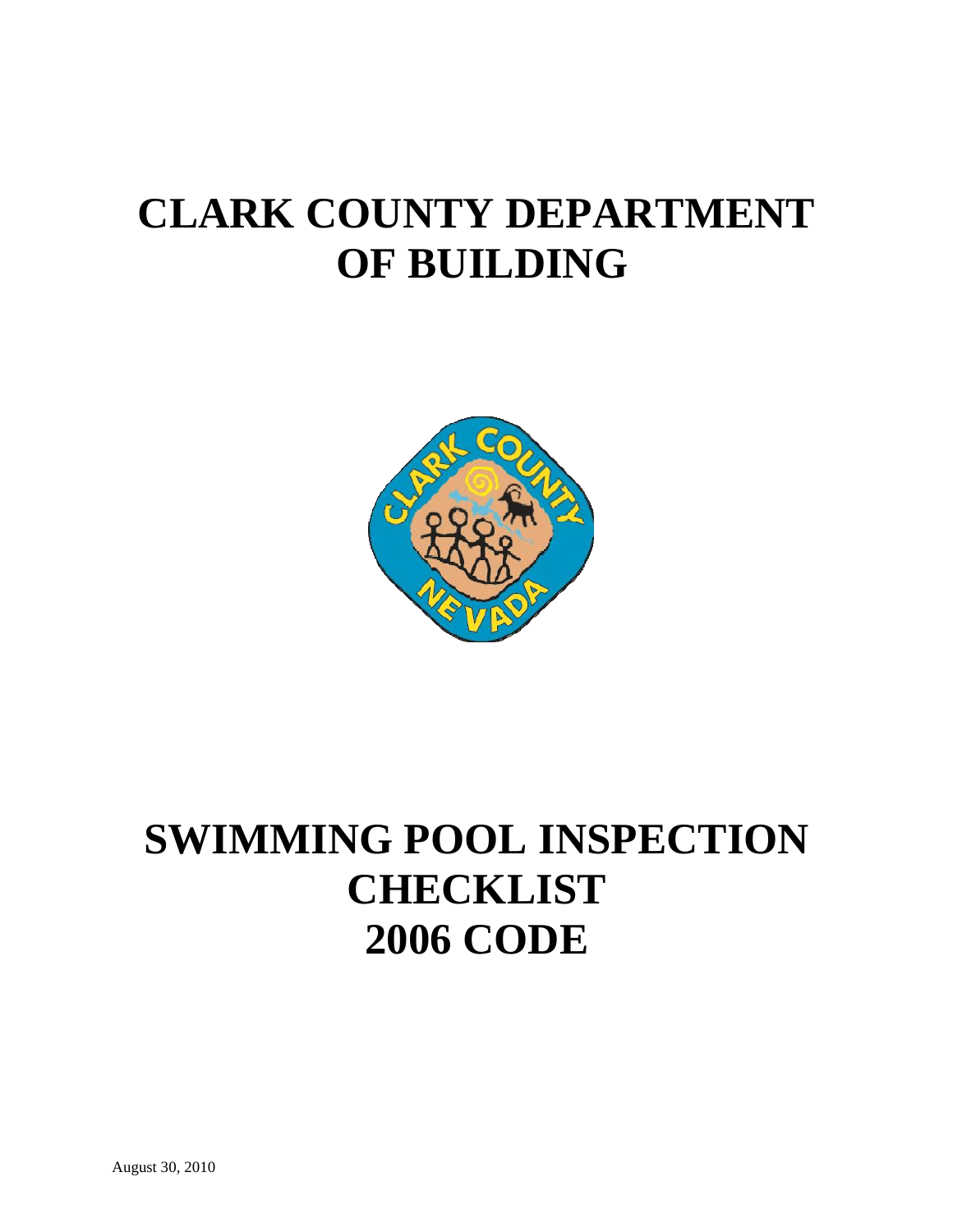# CLARK COUNTY DEPARTMENT OF BUILDING

# SWIMMING POOL INSPECTION CHECKLIST 2006 CODE

August 30, 2010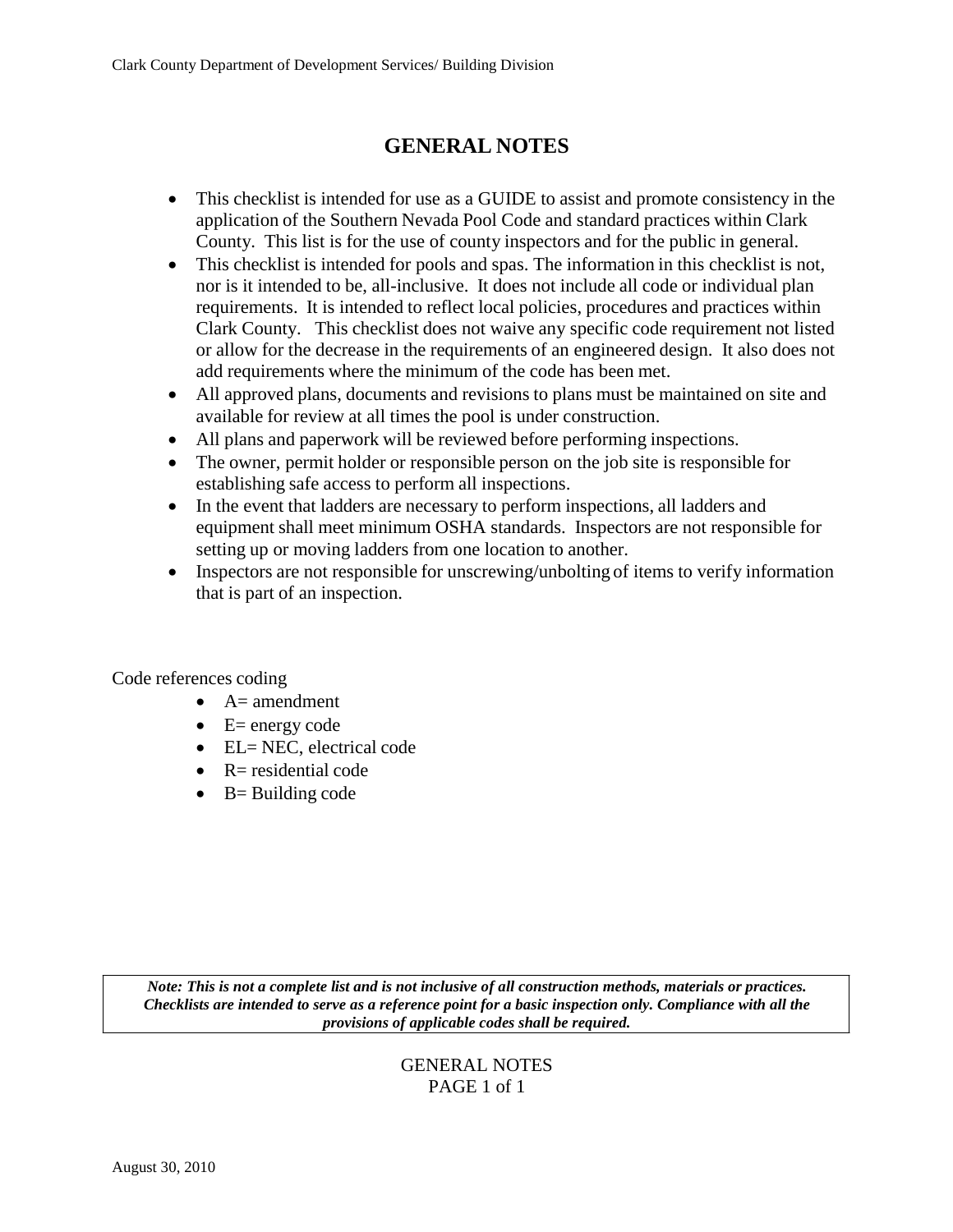# GENERAL NOTES

- This checklist is intended for use as a GUIDE to assist and promote consistency in the application of the Southern Nevada Pool Code and standard practices within Clark County. This list is for the use of county inspectors and for the public in general.
- This checklist is intended for pools and spas. The information in this checklist is not, nor is it intended to be, all-inclusive. It does not include all code or individual plan requirements. It is intended to reflect local policies, procedures and practices within Clark County. This checklist does not waive any specific code requirement not listed or allow for the decrease in the requirements of an engineered design. It also does not add requirements where the minimum of the code has been met.
- All approved plans, documents and revisions to plans must be maintained on site and available for review at all times the pool is under construction.
- All plans and paperwork will be reviewed before performing inspections.
- The owner, permit holder or responsible person on the job site is responsible for establishing safe access to perform all inspections.
- In the event that ladders are necessary to perform inspections, all ladders and equipment shall meet minimum OSHA standards. Inspectors are not responsible for setting up or moving ladders from one location to another.
- Inspectors are not responsible for unscrewing/unbolting of items to verify information that is part of an inspection.

Code references coding

- A= amendment
- E= energy code
- EL= NEC, electrical code
- R= residential code
- B= Building code

***Note: This is not a complete list and is not inclusive of all construction methods, materials or practices. Checklists are intended to serve as a reference point for a basic inspection only. Compliance with all the provisions of applicable codes shall be required.***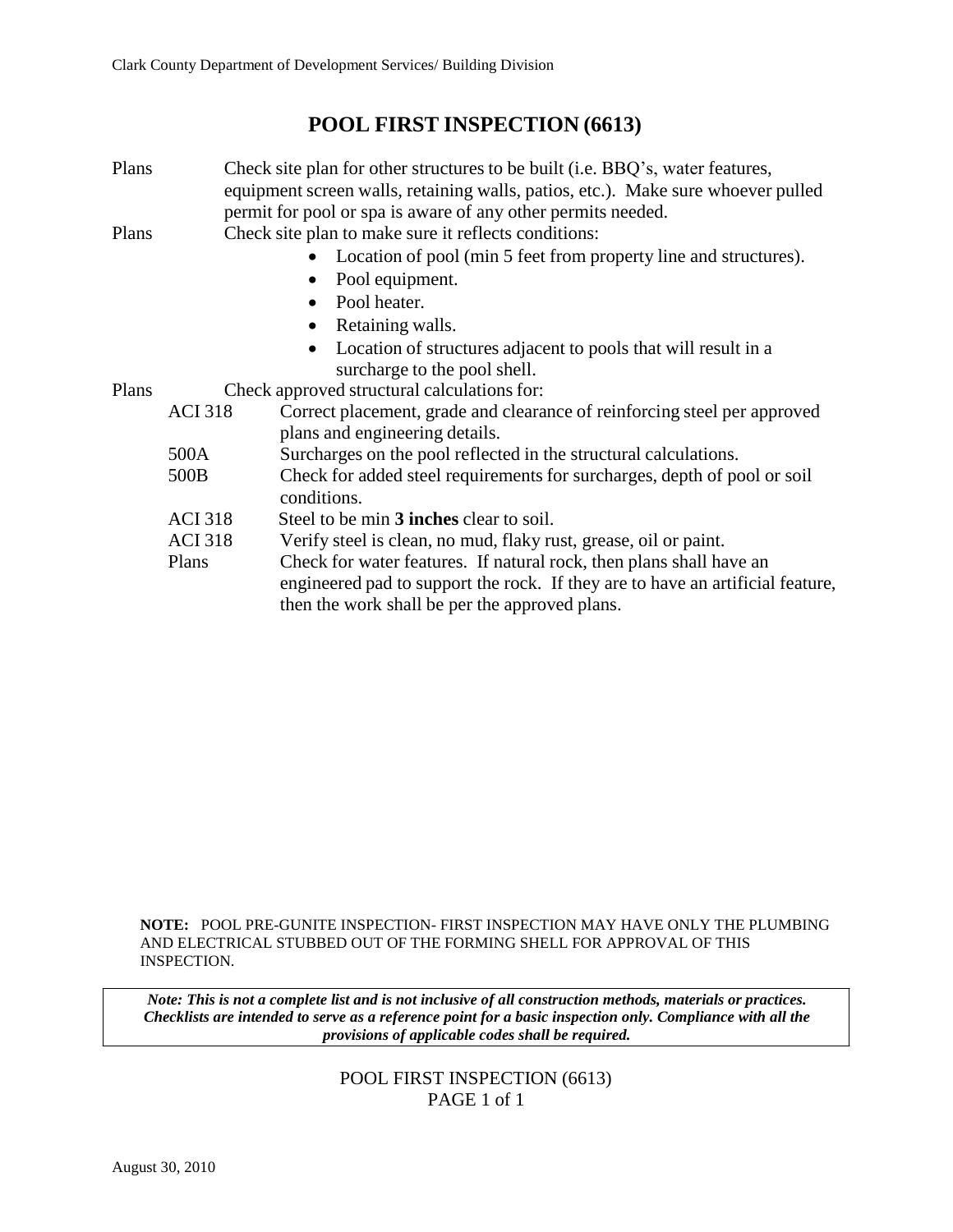# POOL FIRST INSPECTION (6613)

| | | |
|---|---|---|
| Plans | | Check site plan for other structures to be built (i.e. BBQ's, water features, equipment screen walls, retaining walls, patios, etc.). Make sure whoever pulled permit for pool or spa is aware of any other permits needed. |
| Plans | | Check site plan to make sure it reflects conditions:<br>• Location of pool (min 5 feet from property line and structures).<br>• Pool equipment.<br>• Pool heater.<br>• Retaining walls.<br>• Location of structures adjacent to pools that will result in a surcharge to the pool shell. |
| Plans | | Check approved structural calculations for: |
| | ACI 318 | Correct placement, grade and clearance of reinforcing steel per approved plans and engineering details. |
| | 500A | Surcharges on the pool reflected in the structural calculations. |
| | 500B | Check for added steel requirements for surcharges, depth of pool or soil conditions. |
| | ACI 318 | Steel to be min **3 inches** clear to soil. |
| | ACI 318 | Verify steel is clean, no mud, flaky rust, grease, oil or paint. |
| | Plans | Check for water features. If natural rock, then plans shall have an engineered pad to support the rock. If they are to have an artificial feature, then the work shall be per the approved plans. |

**NOTE:** POOL PRE-GUNITE INSPECTION- FIRST INSPECTION MAY HAVE ONLY THE PLUMBING AND ELECTRICAL STUBBED OUT OF THE FORMING SHELL FOR APPROVAL OF THIS INSPECTION.

***Note: This is not a complete list and is not inclusive of all construction methods, materials or practices. Checklists are intended to serve as a reference point for a basic inspection only. Compliance with all the provisions of applicable codes shall be required.***

August 30, 2010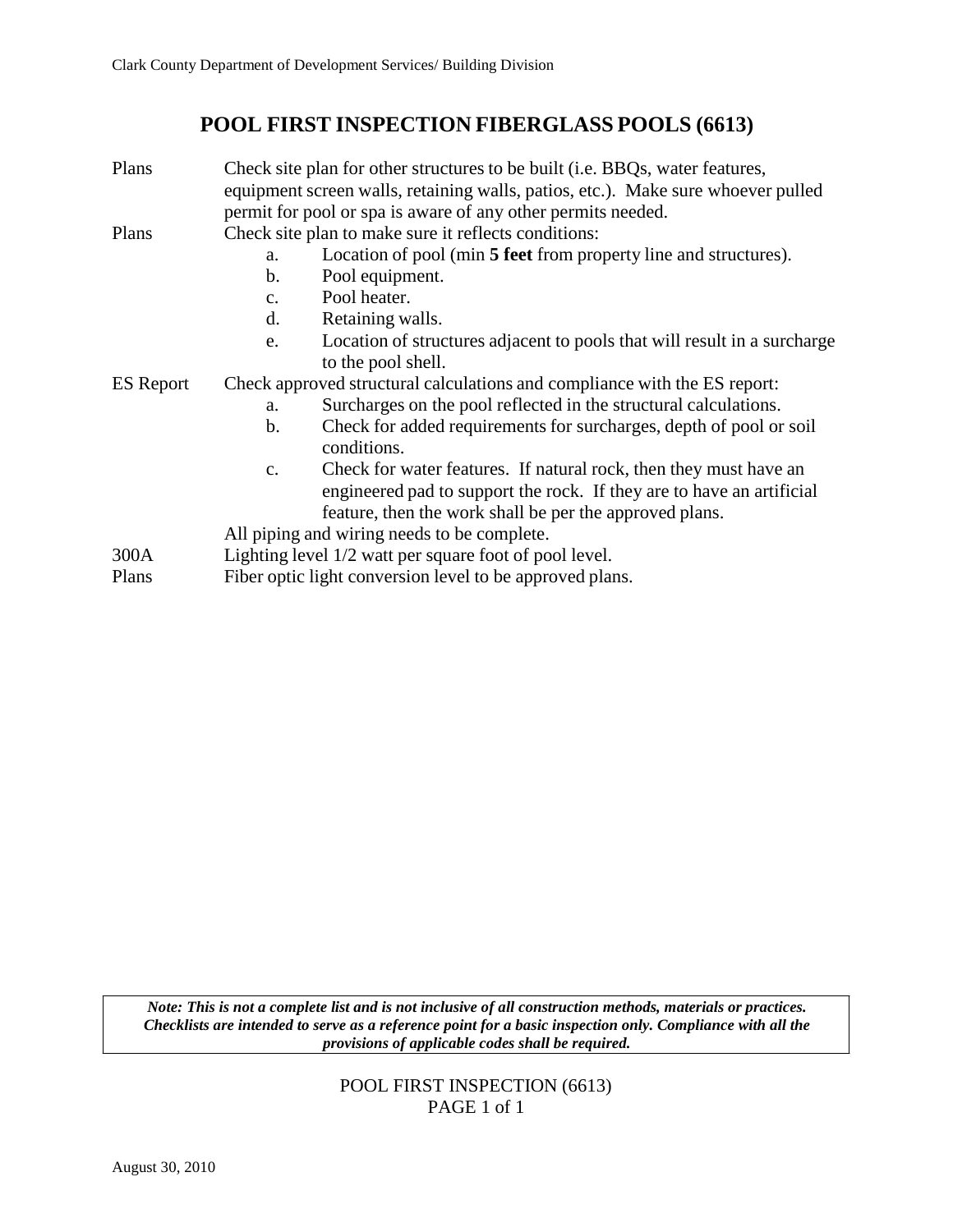# POOL FIRST INSPECTION FIBERGLASS POOLS (6613)

| | |
|---|---|
| Plans | Check site plan for other structures to be built (i.e. BBQs, water features, equipment screen walls, retaining walls, patios, etc.). Make sure whoever pulled permit for pool or spa is aware of any other permits needed. |
| Plans | Check site plan to make sure it reflects conditions:<br>a. Location of pool (min **5 feet** from property line and structures).<br>b. Pool equipment.<br>c. Pool heater.<br>d. Retaining walls.<br>e. Location of structures adjacent to pools that will result in a surcharge to the pool shell. |
| ES Report | Check approved structural calculations and compliance with the ES report:<br>a. Surcharges on the pool reflected in the structural calculations.<br>b. Check for added requirements for surcharges, depth of pool or soil conditions.<br>c. Check for water features. If natural rock, then they must have an engineered pad to support the rock. If they are to have an artificial feature, then the work shall be per the approved plans. |
| | All piping and wiring needs to be complete. |
| 300A | Lighting level 1/2 watt per square foot of pool level. |
| Plans | Fiber optic light conversion level to be approved plans. |

***Note: This is not a complete list and is not inclusive of all construction methods, materials or practices. Checklists are intended to serve as a reference point for a basic inspection only. Compliance with all the provisions of applicable codes shall be required.***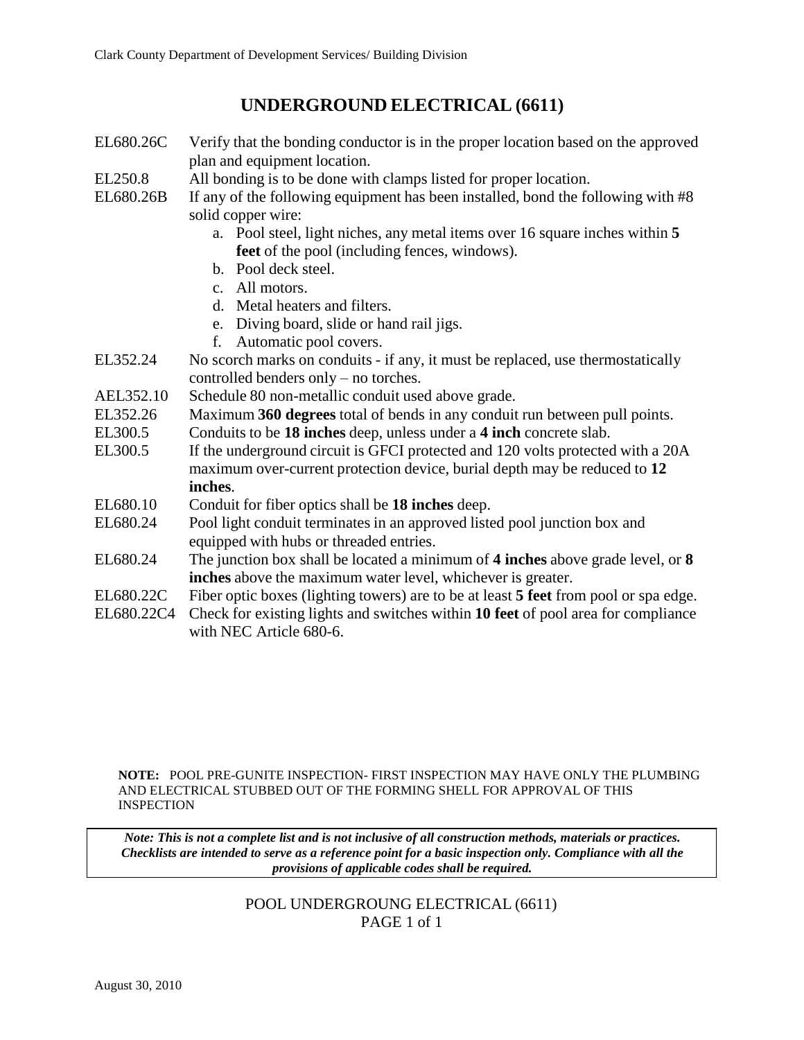# UNDERGROUND ELECTRICAL (6611)

| | |
|---|---|
| EL680.26C | Verify that the bonding conductor is in the proper location based on the approved plan and equipment location. |
| EL250.8 | All bonding is to be done with clamps listed for proper location. |
| EL680.26B | If any of the following equipment has been installed, bond the following with #8 solid copper wire:<br>a. Pool steel, light niches, any metal items over 16 square inches within **5 feet** of the pool (including fences, windows).<br>b. Pool deck steel.<br>c. All motors.<br>d. Metal heaters and filters.<br>e. Diving board, slide or hand rail jigs.<br>f. Automatic pool covers. |
| EL352.24 | No scorch marks on conduits - if any, it must be replaced, use thermostatically controlled benders only – no torches. |
| AEL352.10 | Schedule 80 non-metallic conduit used above grade. |
| EL352.26 | Maximum **360 degrees** total of bends in any conduit run between pull points. |
| EL300.5 | Conduits to be **18 inches** deep, unless under a **4 inch** concrete slab. |
| EL300.5 | If the underground circuit is GFCI protected and 120 volts protected with a 20A maximum over-current protection device, burial depth may be reduced to **12 inches**. |
| EL680.10 | Conduit for fiber optics shall be **18 inches** deep. |
| EL680.24 | Pool light conduit terminates in an approved listed pool junction box and equipped with hubs or threaded entries. |
| EL680.24 | The junction box shall be located a minimum of **4 inches** above grade level, or **8 inches** above the maximum water level, whichever is greater. |
| EL680.22C | Fiber optic boxes (lighting towers) are to be at least **5 feet** from pool or spa edge. |
| EL680.22C4 | Check for existing lights and switches within **10 feet** of pool area for compliance with NEC Article 680-6. |

**NOTE:** POOL PRE-GUNITE INSPECTION- FIRST INSPECTION MAY HAVE ONLY THE PLUMBING AND ELECTRICAL STUBBED OUT OF THE FORMING SHELL FOR APPROVAL OF THIS INSPECTION

***Note: This is not a complete list and is not inclusive of all construction methods, materials or practices. Checklists are intended to serve as a reference point for a basic inspection only. Compliance with all the provisions of applicable codes shall be required.***

POOL UNDERGROUNG ELECTRICAL (6611)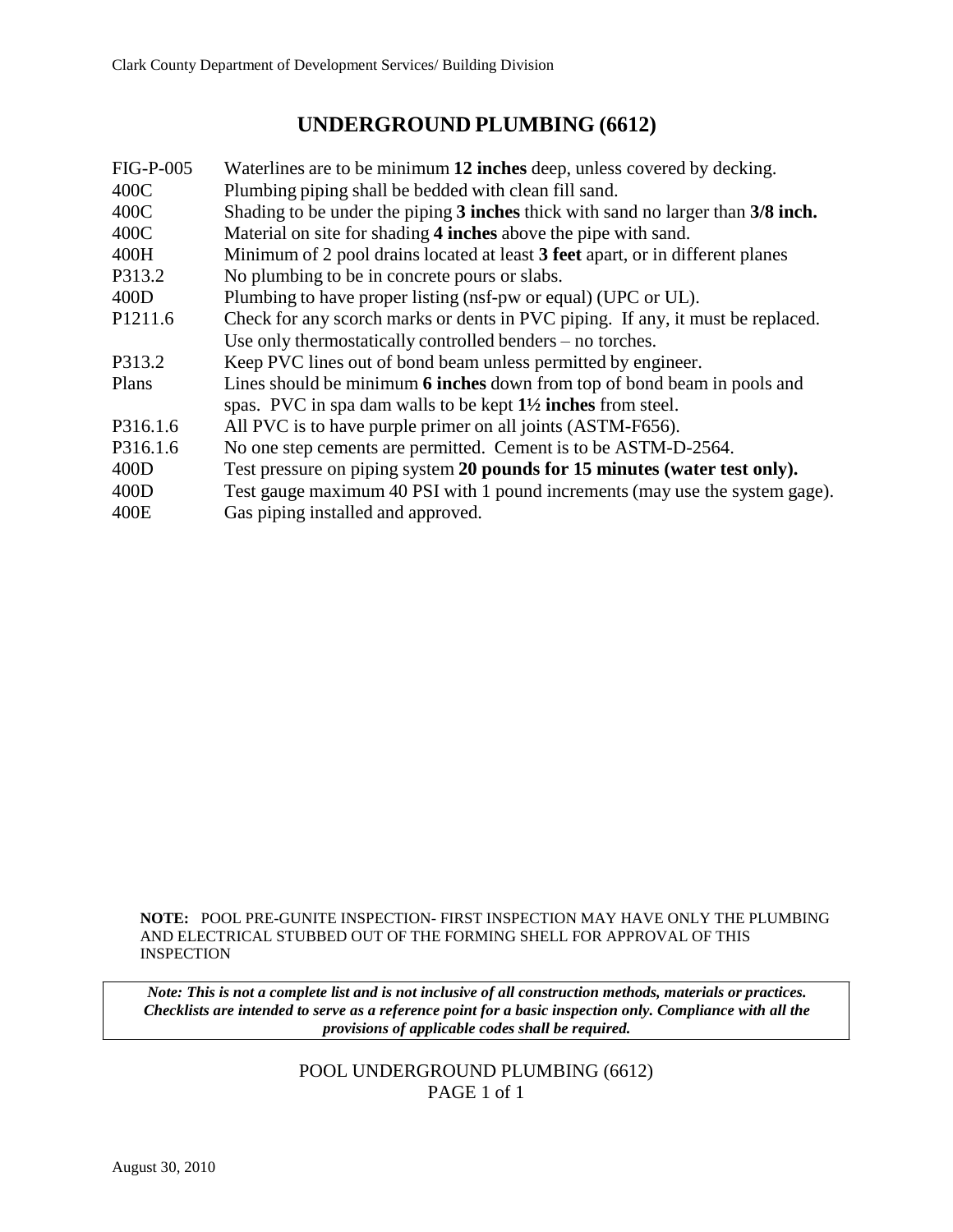# UNDERGROUND PLUMBING (6612)

| | |
|---|---|
| FIG-P-005 | Waterlines are to be minimum **12 inches** deep, unless covered by decking. |
| 400C | Plumbing piping shall be bedded with clean fill sand. |
| 400C | Shading to be under the piping **3 inches** thick with sand no larger than **3/8 inch.** |
| 400C | Material on site for shading **4 inches** above the pipe with sand. |
| 400H | Minimum of 2 pool drains located at least **3 feet** apart, or in different planes |
| P313.2 | No plumbing to be in concrete pours or slabs. |
| 400D | Plumbing to have proper listing (nsf-pw or equal) (UPC or UL). |
| P1211.6 | Check for any scorch marks or dents in PVC piping. If any, it must be replaced. Use only thermostatically controlled benders – no torches. |
| P313.2 | Keep PVC lines out of bond beam unless permitted by engineer. |
| Plans | Lines should be minimum **6 inches** down from top of bond beam in pools and spas. PVC in spa dam walls to be kept **1½ inches** from steel. |
| P316.1.6 | All PVC is to have purple primer on all joints (ASTM-F656). |
| P316.1.6 | No one step cements are permitted. Cement is to be ASTM-D-2564. |
| 400D | Test pressure on piping system **20 pounds for 15 minutes (water test only).** |
| 400D | Test gauge maximum 40 PSI with 1 pound increments (may use the system gage). |
| 400E | Gas piping installed and approved. |

**NOTE:** POOL PRE-GUNITE INSPECTION- FIRST INSPECTION MAY HAVE ONLY THE PLUMBING AND ELECTRICAL STUBBED OUT OF THE FORMING SHELL FOR APPROVAL OF THIS INSPECTION

***Note: This is not a complete list and is not inclusive of all construction methods, materials or practices. Checklists are intended to serve as a reference point for a basic inspection only. Compliance with all the provisions of applicable codes shall be required.***

POOL UNDERGROUND PLUMBING (6612)

August 30, 2010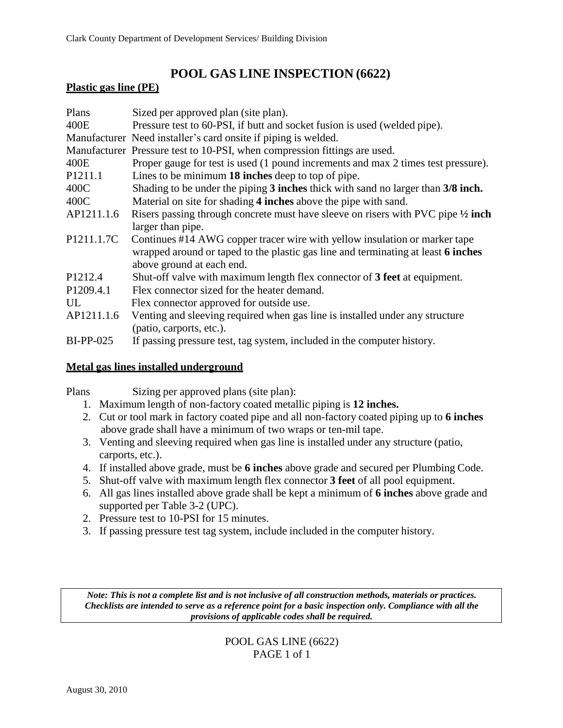Clark County Department of Development Services/ Building Division

# POOL GAS LINE INSPECTION (6622)

## Plastic gas line (PE)

| | |
|---|---|
| Plans | Sized per approved plan (site plan). |
| 400E | Pressure test to 60-PSI, if butt and socket fusion is used (welded pipe). |
| Manufacturer | Need installer's card onsite if piping is welded. |
| Manufacturer | Pressure test to 10-PSI, when compression fittings are used. |
| 400E | Proper gauge for test is used (1 pound increments and max 2 times test pressure). |
| P1211.1 | Lines to be minimum **18 inches** deep to top of pipe. |
| 400C | Shading to be under the piping **3 inches** thick with sand no larger than **3/8 inch.** |
| 400C | Material on site for shading **4 inches** above the pipe with sand. |
| AP1211.1.6 | Risers passing through concrete must have sleeve on risers with PVC pipe **½ inch** larger than pipe. |
| P1211.1.7C | Continues #14 AWG copper tracer wire with yellow insulation or marker tape wrapped around or taped to the plastic gas line and terminating at least **6 inches** above ground at each end. |
| P1212.4 | Shut-off valve with maximum length flex connector of **3 feet** at equipment. |
| P1209.4.1 | Flex connector sized for the heater demand. |
| UL | Flex connector approved for outside use. |
| AP1211.1.6 | Venting and sleeving required when gas line is installed under any structure (patio, carports, etc.). |
| BI-PP-025 | If passing pressure test, tag system, included in the computer history. |

## Metal gas lines installed underground

Plans Sizing per approved plans (site plan):

1. Maximum length of non-factory coated metallic piping is **12 inches.**
2. Cut or tool mark in factory coated pipe and all non-factory coated piping up to **6 inches** above grade shall have a minimum of two wraps or ten-mil tape.
3. Venting and sleeving required when gas line is installed under any structure (patio, carports, etc.).
4. If installed above grade, must be **6 inches** above grade and secured per Plumbing Code.
5. Shut-off valve with maximum length flex connector **3 feet** of all pool equipment.
6. All gas lines installed above grade shall be kept a minimum of **6 inches** above grade and supported per Table 3-2 (UPC).
2. Pressure test to 10-PSI for 15 minutes.
3. If passing pressure test tag system, include included in the computer history.

***Note: This is not a complete list and is not inclusive of all construction methods, materials or practices. Checklists are intended to serve as a reference point for a basic inspection only. Compliance with all the provisions of applicable codes shall be required.***

POOL GAS LINE (6622)

August 30, 2010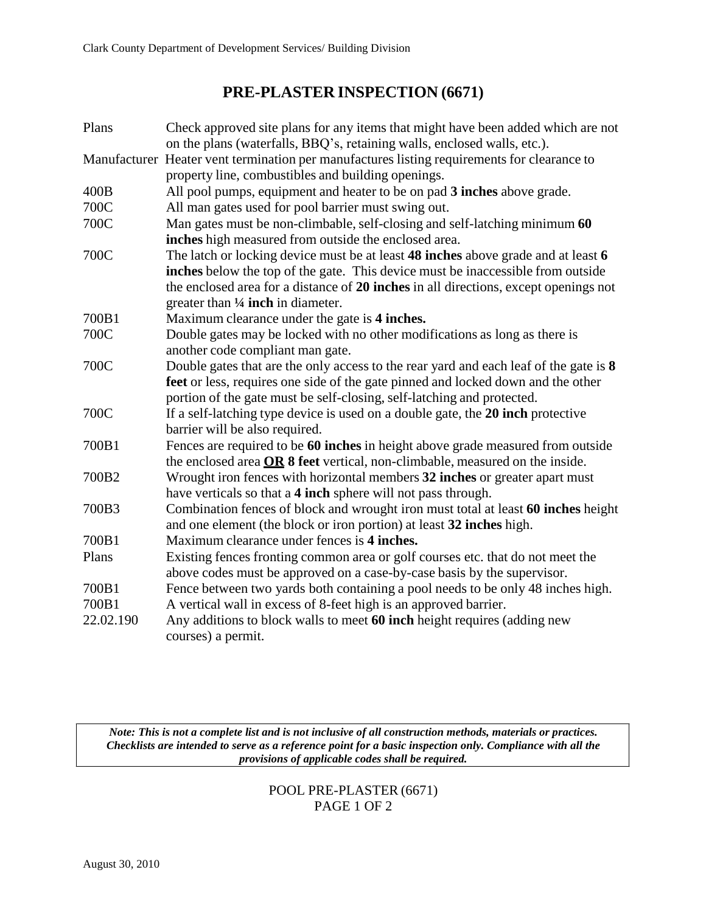# PRE-PLASTER INSPECTION (6671)

| | |
|---|---|
| Plans | Check approved site plans for any items that might have been added which are not on the plans (waterfalls, BBQ's, retaining walls, enclosed walls, etc.). |
| Manufacturer | Heater vent termination per manufactures listing requirements for clearance to property line, combustibles and building openings. |
| 400B | All pool pumps, equipment and heater to be on pad **3 inches** above grade. |
| 700C | All man gates used for pool barrier must swing out. |
| 700C | Man gates must be non-climbable, self-closing and self-latching minimum **60 inches** high measured from outside the enclosed area. |
| 700C | The latch or locking device must be at least **48 inches** above grade and at least **6 inches** below the top of the gate. This device must be inaccessible from outside the enclosed area for a distance of **20 inches** in all directions, except openings not greater than **¼ inch** in diameter. |
| 700B1 | Maximum clearance under the gate is **4 inches.** |
| 700C | Double gates may be locked with no other modifications as long as there is another code compliant man gate. |
| 700C | Double gates that are the only access to the rear yard and each leaf of the gate is **8 feet** or less, requires one side of the gate pinned and locked down and the other portion of the gate must be self-closing, self-latching and protected. |
| 700C | If a self-latching type device is used on a double gate, the **20 inch** protective barrier will be also required. |
| 700B1 | Fences are required to be **60 inches** in height above grade measured from outside the enclosed area **<u>OR</u> 8 feet** vertical, non-climbable, measured on the inside. |
| 700B2 | Wrought iron fences with horizontal members **32 inches** or greater apart must have verticals so that a **4 inch** sphere will not pass through. |
| 700B3 | Combination fences of block and wrought iron must total at least **60 inches** height and one element (the block or iron portion) at least **32 inches** high. |
| 700B1 | Maximum clearance under fences is **4 inches.** |
| Plans | Existing fences fronting common area or golf courses etc. that do not meet the above codes must be approved on a case-by-case basis by the supervisor. |
| 700B1 | Fence between two yards both containing a pool needs to be only 48 inches high. |
| 700B1 | A vertical wall in excess of 8-feet high is an approved barrier. |
| 22.02.190 | Any additions to block walls to meet **60 inch** height requires (adding new courses) a permit. |

***Note: This is not a complete list and is not inclusive of all construction methods, materials or practices. Checklists are intended to serve as a reference point for a basic inspection only. Compliance with all the provisions of applicable codes shall be required.***

POOL PRE-PLASTER (6671)

August 30, 2010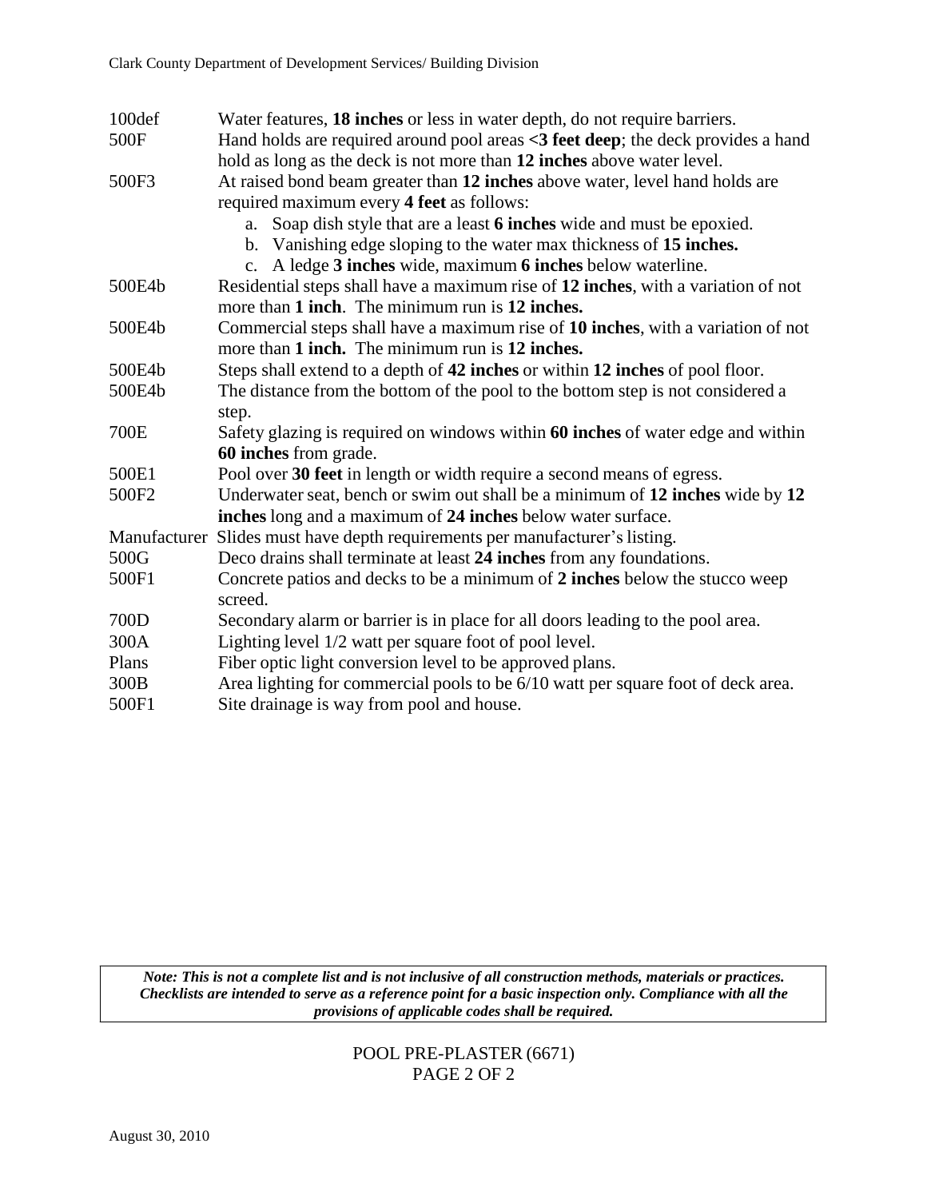| | |
|---|---|
| 100def | Water features, **18 inches** or less in water depth, do not require barriers. |
| 500F | Hand holds are required around pool areas **<3 feet deep**; the deck provides a hand hold as long as the deck is not more than **12 inches** above water level. |
| 500F3 | At raised bond beam greater than **12 inches** above water, level hand holds are required maximum every **4 feet** as follows: <br> a. Soap dish style that are a least **6 inches** wide and must be epoxied. <br> b. Vanishing edge sloping to the water max thickness of **15 inches.** <br> c. A ledge **3 inches** wide, maximum **6 inches** below waterline. |
| 500E4b | Residential steps shall have a maximum rise of **12 inches**, with a variation of not more than **1 inch**. The minimum run is **12 inches.** |
| 500E4b | Commercial steps shall have a maximum rise of **10 inches**, with a variation of not more than **1 inch.** The minimum run is **12 inches.** |
| 500E4b | Steps shall extend to a depth of **42 inches** or within **12 inches** of pool floor. |
| 500E4b | The distance from the bottom of the pool to the bottom step is not considered a step. |
| 700E | Safety glazing is required on windows within **60 inches** of water edge and within **60 inches** from grade. |
| 500E1 | Pool over **30 feet** in length or width require a second means of egress. |
| 500F2 | Underwater seat, bench or swim out shall be a minimum of **12 inches** wide by **12 inches** long and a maximum of **24 inches** below water surface. |
| Manufacturer | Slides must have depth requirements per manufacturer's listing. |
| 500G | Deco drains shall terminate at least **24 inches** from any foundations. |
| 500F1 | Concrete patios and decks to be a minimum of **2 inches** below the stucco weep screed. |
| 700D | Secondary alarm or barrier is in place for all doors leading to the pool area. |
| 300A | Lighting level 1/2 watt per square foot of pool level. |
| Plans | Fiber optic light conversion level to be approved plans. |
| 300B | Area lighting for commercial pools to be 6/10 watt per square foot of deck area. |
| 500F1 | Site drainage is way from pool and house. |

***Note: This is not a complete list and is not inclusive of all construction methods, materials or practices. Checklists are intended to serve as a reference point for a basic inspection only. Compliance with all the provisions of applicable codes shall be required.***

POOL PRE-PLASTER (6671)

August 30, 2010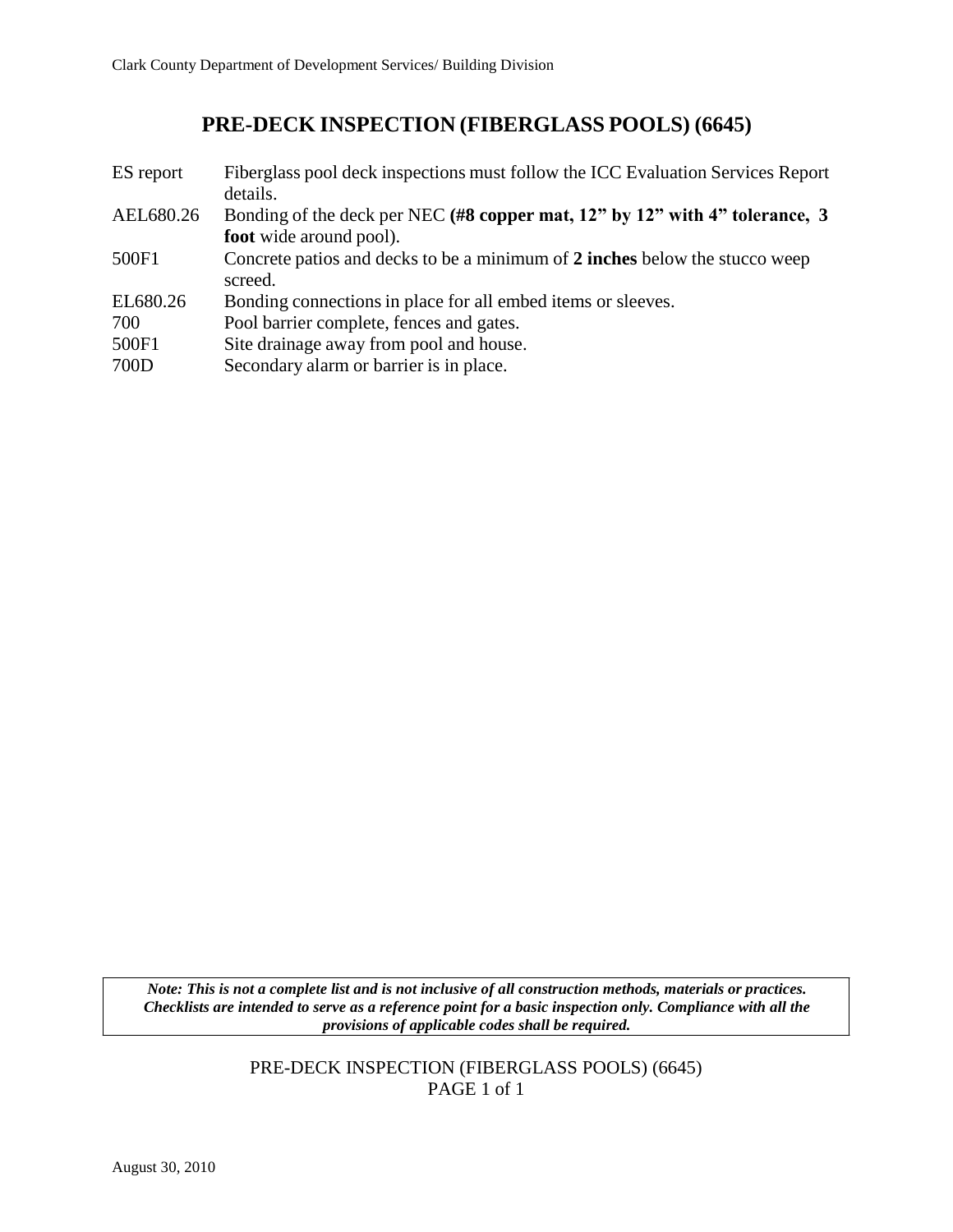# PRE-DECK INSPECTION (FIBERGLASS POOLS) (6645)

| | |
|---|---|
| ES report | Fiberglass pool deck inspections must follow the ICC Evaluation Services Report details. |
| AEL680.26 | Bonding of the deck per NEC **(#8 copper mat, 12" by 12" with 4" tolerance, 3 foot** wide around pool). |
| 500F1 | Concrete patios and decks to be a minimum of **2 inches** below the stucco weep screed. |
| EL680.26 | Bonding connections in place for all embed items or sleeves. |
| 700 | Pool barrier complete, fences and gates. |
| 500F1 | Site drainage away from pool and house. |
| 700D | Secondary alarm or barrier is in place. |

***Note: This is not a complete list and is not inclusive of all construction methods, materials or practices. Checklists are intended to serve as a reference point for a basic inspection only. Compliance with all the provisions of applicable codes shall be required.***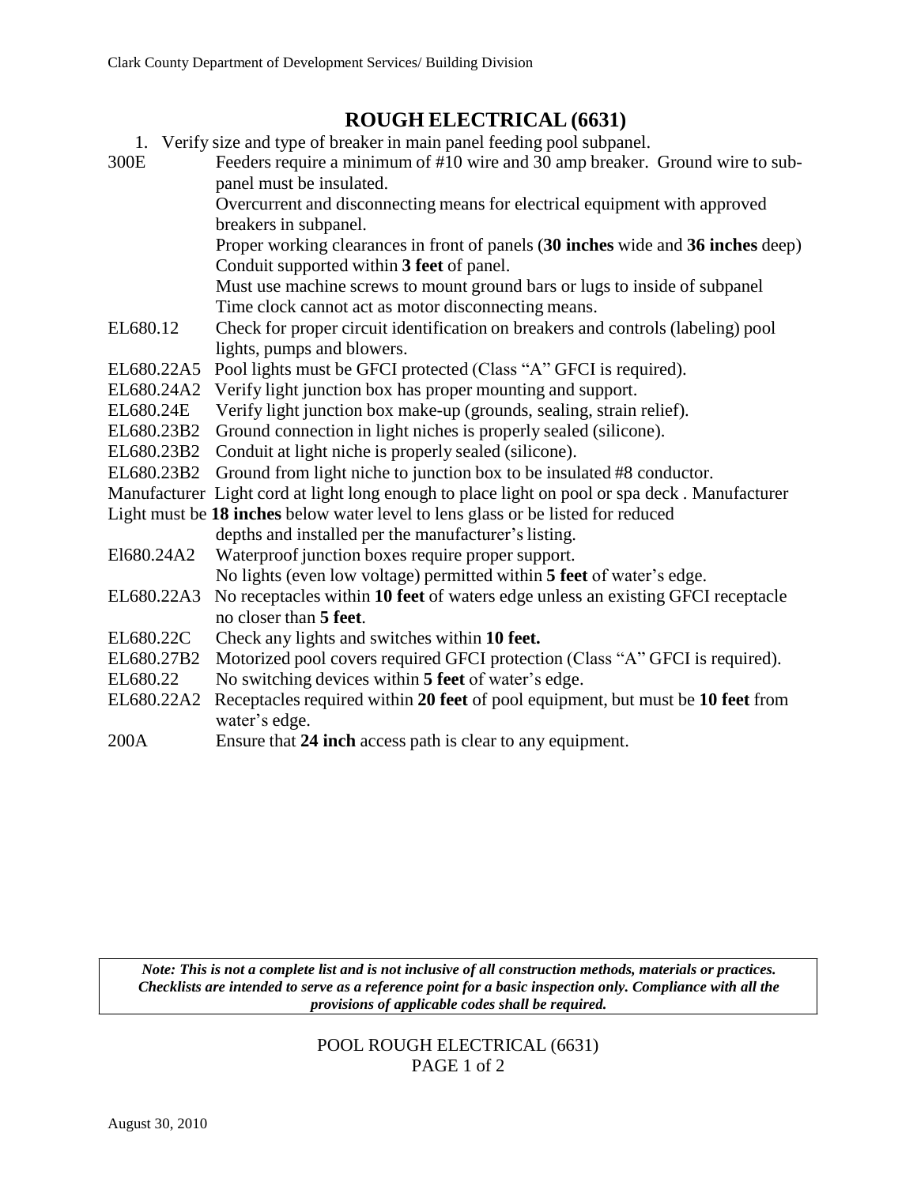## ROUGH ELECTRICAL (6631)

1. Verify size and type of breaker in main panel feeding pool subpanel.

| | |
|---|---|
| 300E | Feeders require a minimum of #10 wire and 30 amp breaker. Ground wire to sub-panel must be insulated. |
| | Overcurrent and disconnecting means for electrical equipment with approved breakers in subpanel. |
| | Proper working clearances in front of panels (**30 inches** wide and **36 inches** deep) |
| | Conduit supported within **3 feet** of panel. |
| | Must use machine screws to mount ground bars or lugs to inside of subpanel |
| | Time clock cannot act as motor disconnecting means. |
| EL680.12 | Check for proper circuit identification on breakers and controls (labeling) pool lights, pumps and blowers. |
| EL680.22A5 | Pool lights must be GFCI protected (Class "A" GFCI is required). |
| EL680.24A2 | Verify light junction box has proper mounting and support. |
| EL680.24E | Verify light junction box make-up (grounds, sealing, strain relief). |
| EL680.23B2 | Ground connection in light niches is properly sealed (silicone). |
| EL680.23B2 | Conduit at light niche is properly sealed (silicone). |
| EL680.23B2 | Ground from light niche to junction box to be insulated #8 conductor. |
| Manufacturer | Light cord at light long enough to place light on pool or spa deck . Manufacturer |
| | Light must be **18 inches** below water level to lens glass or be listed for reduced depths and installed per the manufacturer's listing. |
| El680.24A2 | Waterproof junction boxes require proper support. |
| | No lights (even low voltage) permitted within **5 feet** of water's edge. |
| EL680.22A3 | No receptacles within **10 feet** of waters edge unless an existing GFCI receptacle no closer than **5 feet**. |
| EL680.22C | Check any lights and switches within **10 feet.** |
| EL680.27B2 | Motorized pool covers required GFCI protection (Class "A" GFCI is required). |
| EL680.22 | No switching devices within **5 feet** of water's edge. |
| EL680.22A2 | Receptacles required within **20 feet** of pool equipment, but must be **10 feet** from water's edge. |
| 200A | Ensure that **24 inch** access path is clear to any equipment. |

***Note: This is not a complete list and is not inclusive of all construction methods, materials or practices. Checklists are intended to serve as a reference point for a basic inspection only. Compliance with all the provisions of applicable codes shall be required.***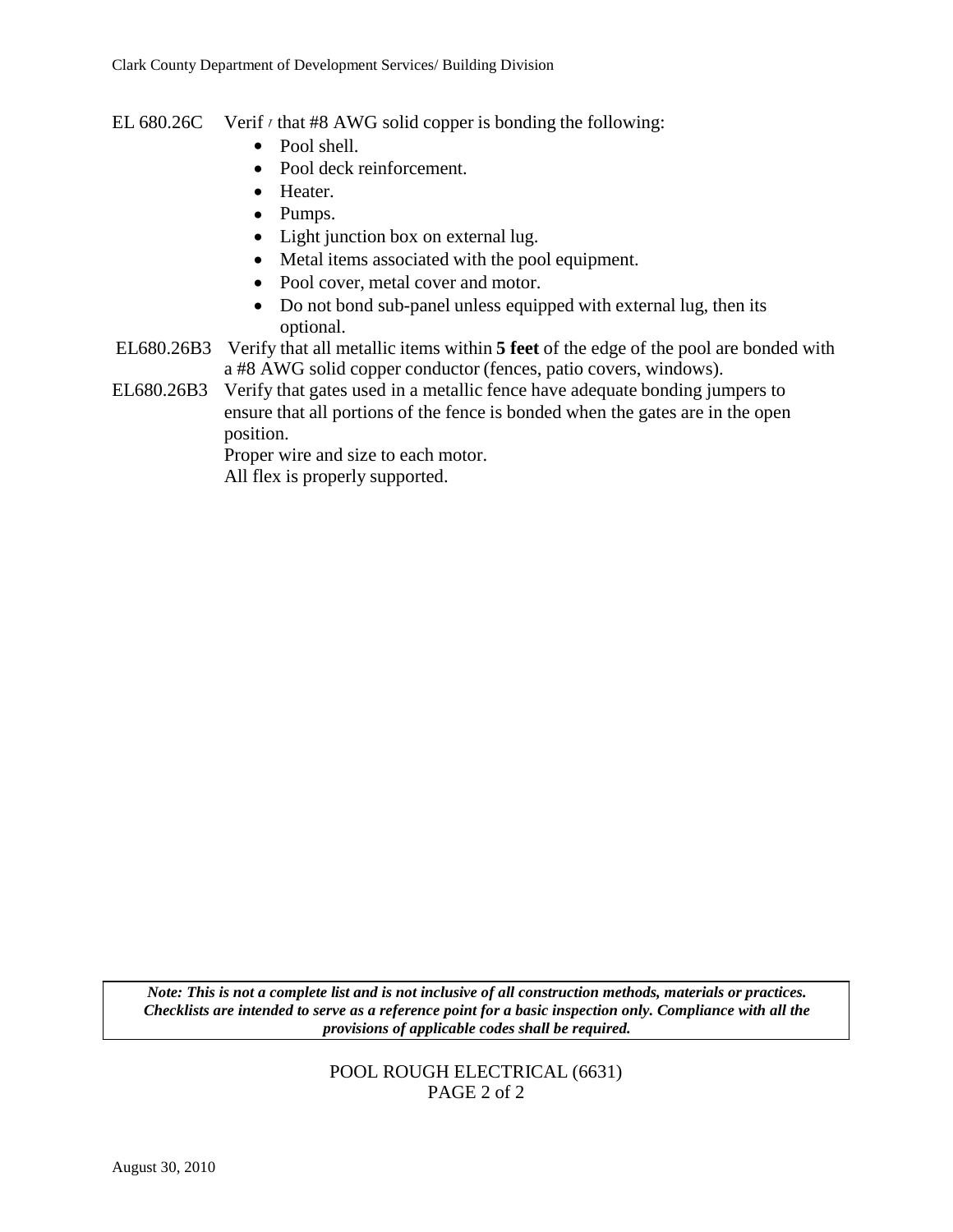EL 680.26C Verify that #8 AWG solid copper is bonding the following:

- Pool shell.
- Pool deck reinforcement.
- Heater.
- Pumps.
- Light junction box on external lug.
- Metal items associated with the pool equipment.
- Pool cover, metal cover and motor.
- Do not bond sub-panel unless equipped with external lug, then its optional.

EL680.26B3 Verify that all metallic items within **5 feet** of the edge of the pool are bonded with a #8 AWG solid copper conductor (fences, patio covers, windows).

EL680.26B3 Verify that gates used in a metallic fence have adequate bonding jumpers to ensure that all portions of the fence is bonded when the gates are in the open position.

Proper wire and size to each motor.

All flex is properly supported.

***Note: This is not a complete list and is not inclusive of all construction methods, materials or practices. Checklists are intended to serve as a reference point for a basic inspection only. Compliance with all the provisions of applicable codes shall be required.***

POOL ROUGH ELECTRICAL (6631)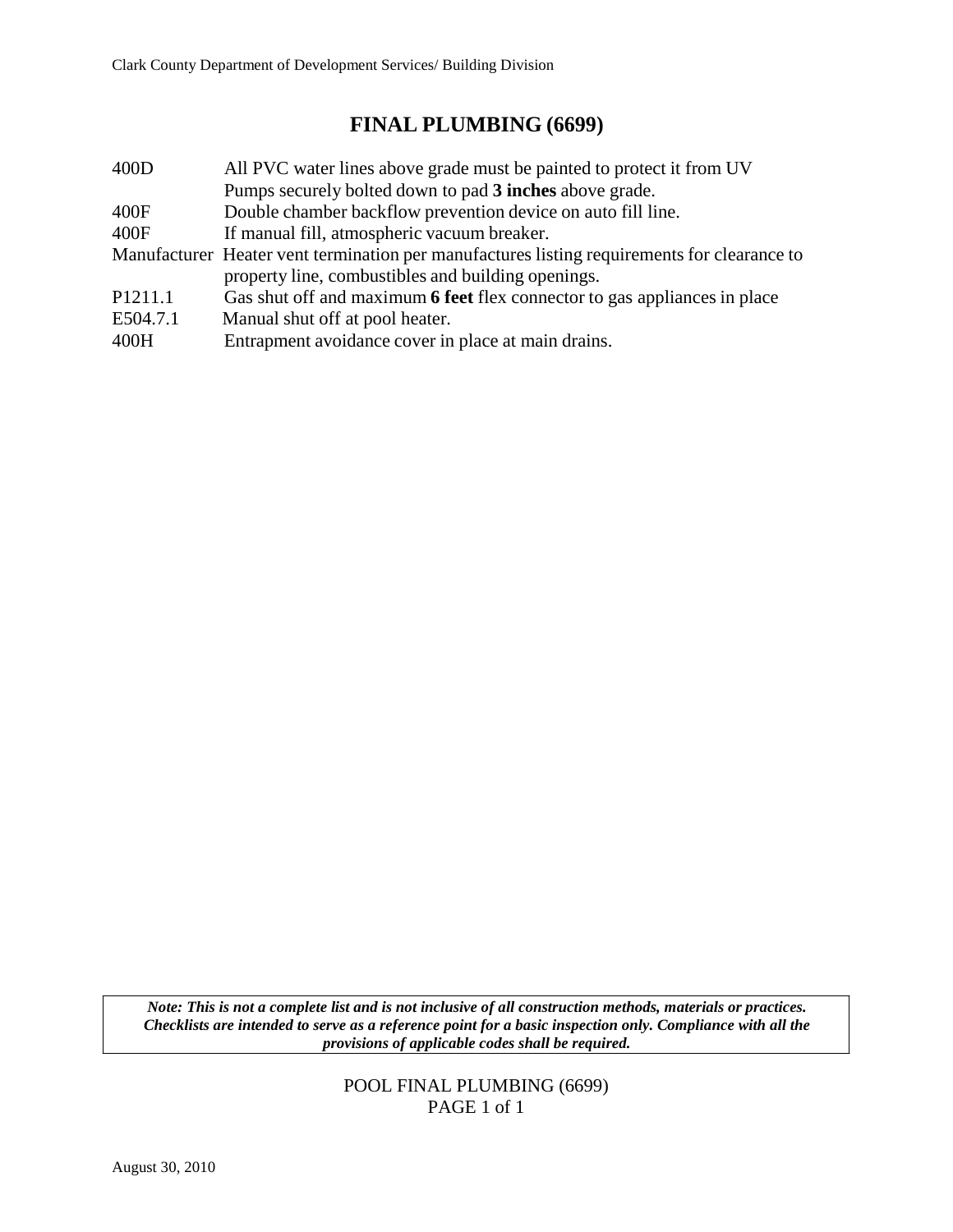# FINAL PLUMBING (6699)

| | |
|---|---|
| 400D | All PVC water lines above grade must be painted to protect it from UV<br>Pumps securely bolted down to pad **3 inches** above grade. |
| 400F | Double chamber backflow prevention device on auto fill line. |
| 400F | If manual fill, atmospheric vacuum breaker. |
| Manufacturer | Heater vent termination per manufactures listing requirements for clearance to property line, combustibles and building openings. |
| P1211.1 | Gas shut off and maximum **6 feet** flex connector to gas appliances in place |
| E504.7.1 | Manual shut off at pool heater. |
| 400H | Entrapment avoidance cover in place at main drains. |

***Note: This is not a complete list and is not inclusive of all construction methods, materials or practices. Checklists are intended to serve as a reference point for a basic inspection only. Compliance with all the provisions of applicable codes shall be required.***

POOL FINAL PLUMBING (6699)

August 30, 2010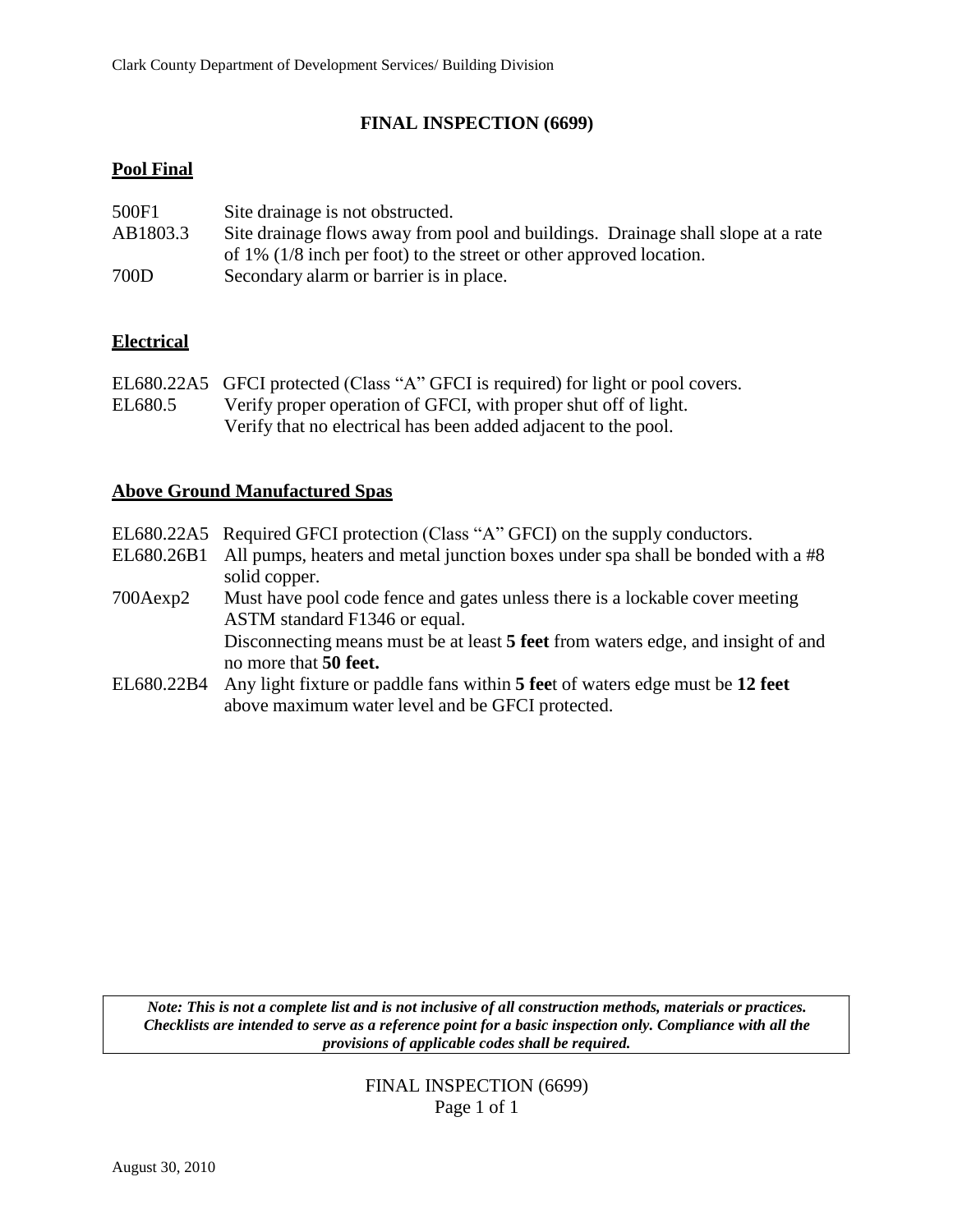# FINAL INSPECTION (6699)

## Pool Final

| | |
|---|---|
| 500F1 | Site drainage is not obstructed. |
| AB1803.3 | Site drainage flows away from pool and buildings. Drainage shall slope at a rate of 1% (1/8 inch per foot) to the street or other approved location. |
| 700D | Secondary alarm or barrier is in place. |

## Electrical

| | |
|---|---|
| EL680.22A5 | GFCI protected (Class "A" GFCI is required) for light or pool covers. |
| EL680.5 | Verify proper operation of GFCI, with proper shut off of light. |
| | Verify that no electrical has been added adjacent to the pool. |

## Above Ground Manufactured Spas

| | |
|---|---|
| EL680.22A5 | Required GFCI protection (Class "A" GFCI) on the supply conductors. |
| EL680.26B1 | All pumps, heaters and metal junction boxes under spa shall be bonded with a #8 solid copper. |
| 700Aexp2 | Must have pool code fence and gates unless there is a lockable cover meeting ASTM standard F1346 or equal. |
| | Disconnecting means must be at least **5 feet** from waters edge, and insight of and no more that **50 feet.** |
| EL680.22B4 | Any light fixture or paddle fans within **5 fee**t of waters edge must be **12 feet** above maximum water level and be GFCI protected. |

***Note: This is not a complete list and is not inclusive of all construction methods, materials or practices. Checklists are intended to serve as a reference point for a basic inspection only. Compliance with all the provisions of applicable codes shall be required.***

FINAL INSPECTION (6699)

August 30, 2010